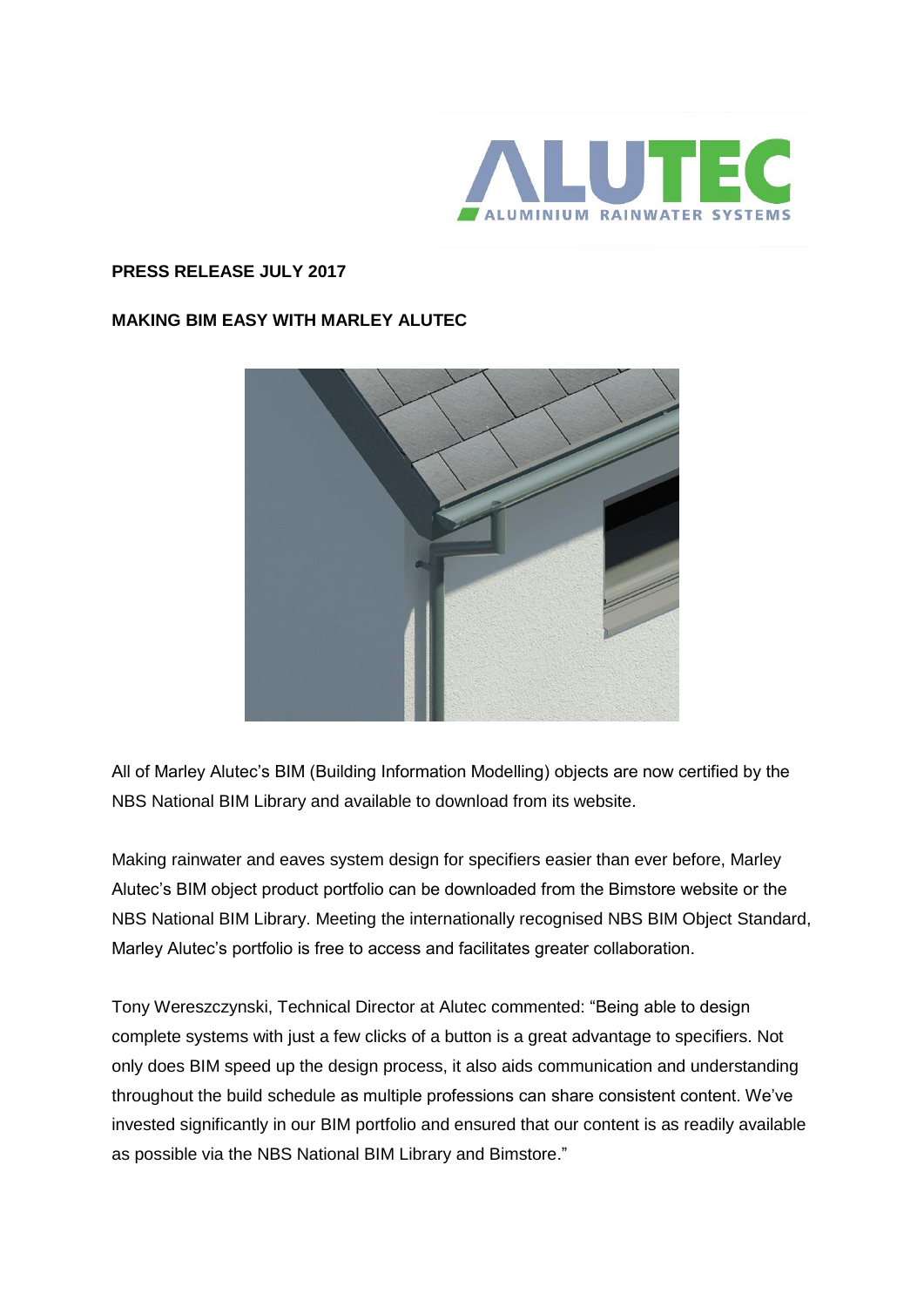**PRESS RELEASE JULY 2017**

**MAKING BIM EASY WITH MARLEY ALUTEC**

All of Marley Alutec's BIM (Building Information Modelling) objects are now certified by the NBS National BIM Library and available to download from its website.

Making rainwater and eaves system design for specifiers easier than ever before, Marley Alutec's BIM object product portfolio can be downloaded from the Bimstore website or the NBS National BIM Library. Meeting the internationally recognised NBS BIM Object Standard, Marley Alutec's portfolio is free to access and facilitates greater collaboration.

Tony Wereszczynski, Technical Director at Alutec commented: "Being able to design complete systems with just a few clicks of a button is a great advantage to specifiers. Not only does BIM speed up the design process, it also aids communication and understanding throughout the build schedule as multiple professions can share consistent content. We've invested significantly in our BIM portfolio and ensured that our content is as readily available as possible via the NBS National BIM Library and Bimstore."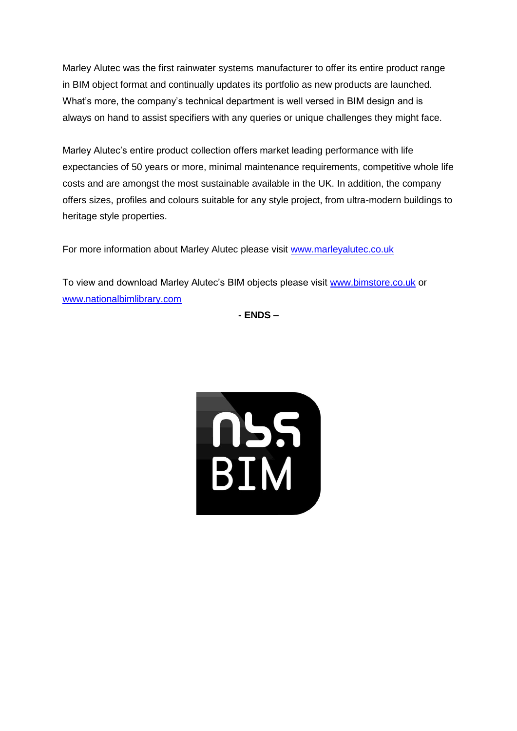Marley Alutec was the first rainwater systems manufacturer to offer its entire product range in BIM object format and continually updates its portfolio as new products are launched. What's more, the company's technical department is well versed in BIM design and is always on hand to assist specifiers with any queries or unique challenges they might face.

Marley Alutec's entire product collection offers market leading performance with life expectancies of 50 years or more, minimal maintenance requirements, competitive whole life costs and are amongst the most sustainable available in the UK. In addition, the company offers sizes, profiles and colours suitable for any style project, from ultra-modern buildings to heritage style properties.

For more information about Marley Alutec please visit www.marleyalutec.co.uk

To view and download Marley Alutec's BIM objects please visit www.bimstore.co.uk or www.nationalbimlibrary.com

**- ENDS –**